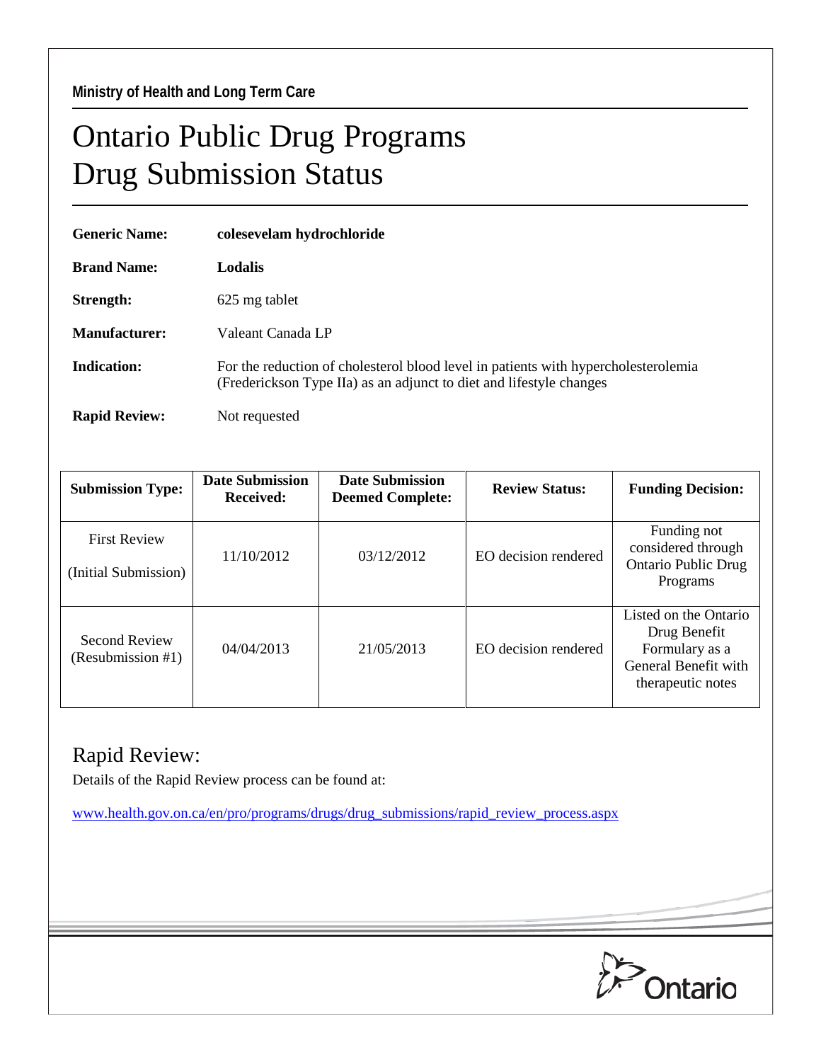**Ministry of Health and Long Term Care**

# Ontario Public Drug Programs
# Drug Submission Status

**Generic Name:** **colesevelam hydrochloride**

**Brand Name:** **Lodalis**

**Strength:** 625 mg tablet

**Manufacturer:** Valeant Canada LP

**Indication:** For the reduction of cholesterol blood level in patients with hypercholesterolemia (Frederickson Type IIa) as an adjunct to diet and lifestyle changes

**Rapid Review:** Not requested

| Submission Type: | Date Submission Received: | Date Submission Deemed Complete: | Review Status: | Funding Decision: |
|---|---|---|---|---|
| First Review (Initial Submission) | 11/10/2012 | 03/12/2012 | EO decision rendered | Funding not considered through Ontario Public Drug Programs |
| Second Review (Resubmission #1) | 04/04/2013 | 21/05/2013 | EO decision rendered | Listed on the Ontario Drug Benefit Formulary as a General Benefit with therapeutic notes |

## Rapid Review:

Details of the Rapid Review process can be found at:

www.health.gov.on.ca/en/pro/programs/drugs/drug_submissions/rapid_review_process.aspx

Ontario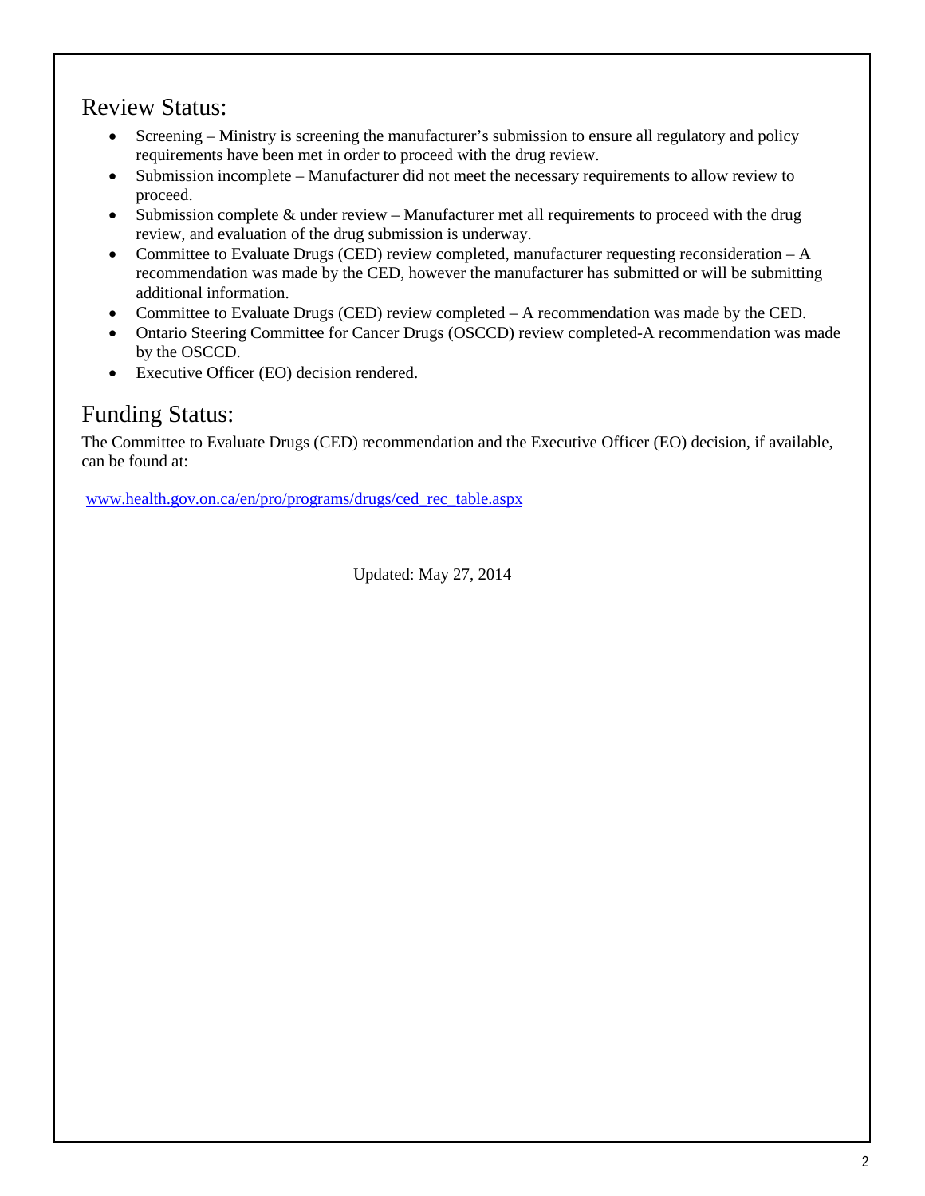## Review Status:

- Screening – Ministry is screening the manufacturer's submission to ensure all regulatory and policy requirements have been met in order to proceed with the drug review.
- Submission incomplete – Manufacturer did not meet the necessary requirements to allow review to proceed.
- Submission complete & under review – Manufacturer met all requirements to proceed with the drug review, and evaluation of the drug submission is underway.
- Committee to Evaluate Drugs (CED) review completed, manufacturer requesting reconsideration – A recommendation was made by the CED, however the manufacturer has submitted or will be submitting additional information.
- Committee to Evaluate Drugs (CED) review completed – A recommendation was made by the CED.
- Ontario Steering Committee for Cancer Drugs (OSCCD) review completed-A recommendation was made by the OSCCD.
- Executive Officer (EO) decision rendered.

## Funding Status:

The Committee to Evaluate Drugs (CED) recommendation and the Executive Officer (EO) decision, if available, can be found at:

www.health.gov.on.ca/en/pro/programs/drugs/ced_rec_table.aspx

Updated: May 27, 2014